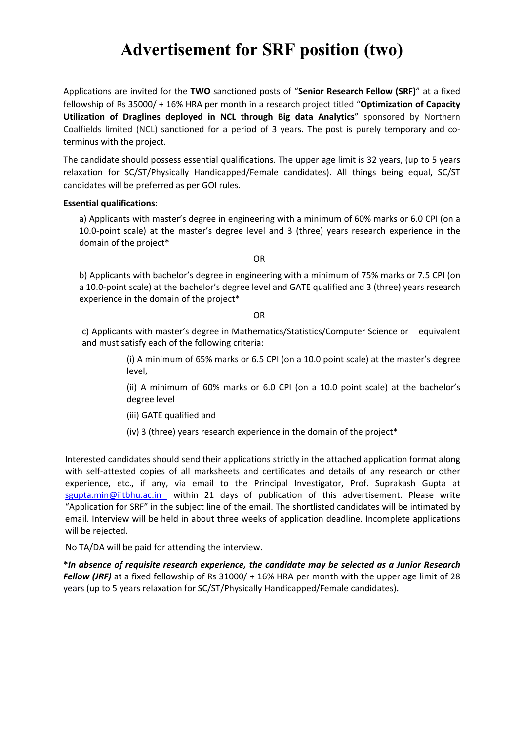# Advertisement for SRF position (two)

Applications are invited for the **TWO** sanctioned posts of "**Senior Research Fellow (SRF)**" at a fixed fellowship of Rs 35000/ + 16% HRA per month in a research project titled "**Optimization of Capacity Utilization of Draglines deployed in NCL through Big data Analytics**" sponsored by Northern Coalfields limited (NCL) sanctioned for a period of 3 years. The post is purely temporary and co-terminus with the project.

The candidate should possess essential qualifications. The upper age limit is 32 years, (up to 5 years relaxation for SC/ST/Physically Handicapped/Female candidates). All things being equal, SC/ST candidates will be preferred as per GOI rules.

**Essential qualifications**:

a) Applicants with master's degree in engineering with a minimum of 60% marks or 6.0 CPI (on a 10.0-point scale) at the master's degree level and 3 (three) years research experience in the domain of the project*

OR

b) Applicants with bachelor's degree in engineering with a minimum of 75% marks or 7.5 CPI (on a 10.0-point scale) at the bachelor's degree level and GATE qualified and 3 (three) years research experience in the domain of the project*

OR

c) Applicants with master's degree in Mathematics/Statistics/Computer Science or equivalent and must satisfy each of the following criteria:

(i) A minimum of 65% marks or 6.5 CPI (on a 10.0 point scale) at the master's degree level,

(ii) A minimum of 60% marks or 6.0 CPI (on a 10.0 point scale) at the bachelor's degree level

(iii) GATE qualified and

(iv) 3 (three) years research experience in the domain of the project*

Interested candidates should send their applications strictly in the attached application format along with self-attested copies of all marksheets and certificates and details of any research or other experience, etc., if any, via email to the Principal Investigator, Prof. Suprakash Gupta at sgupta.min@iitbhu.ac.in within 21 days of publication of this advertisement. Please write "Application for SRF" in the subject line of the email. The shortlisted candidates will be intimated by email. Interview will be held in about three weeks of application deadline. Incomplete applications will be rejected.

No TA/DA will be paid for attending the interview.

***In absence of requisite research experience, the candidate may be selected as a Junior Research Fellow (JRF)** at a fixed fellowship of Rs 31000/ + 16% HRA per month with the upper age limit of 28 years (up to 5 years relaxation for SC/ST/Physically Handicapped/Female candidates).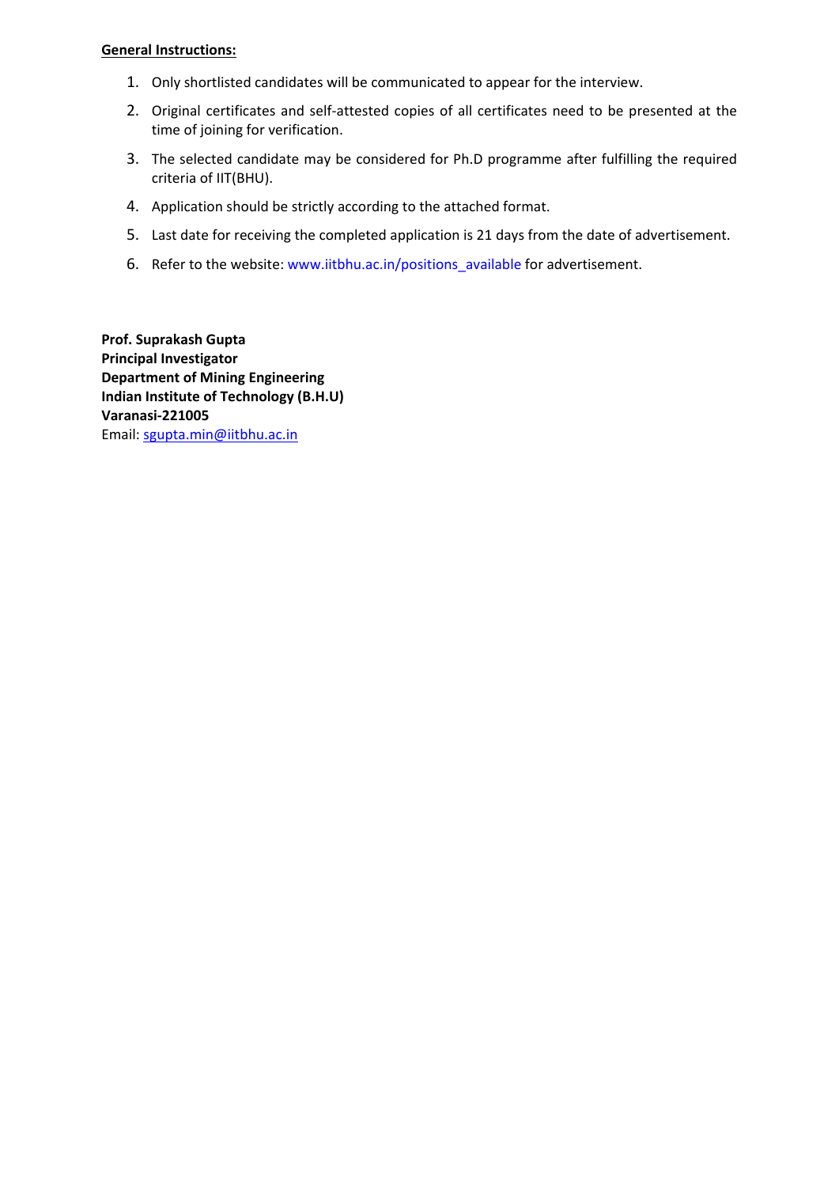**General Instructions:**

1. Only shortlisted candidates will be communicated to appear for the interview.
2. Original certificates and self-attested copies of all certificates need to be presented at the time of joining for verification.
3. The selected candidate may be considered for Ph.D programme after fulfilling the required criteria of IIT(BHU).
4. Application should be strictly according to the attached format.
5. Last date for receiving the completed application is 21 days from the date of advertisement.
6. Refer to the website: www.iitbhu.ac.in/positions_available for advertisement.

**Prof. Suprakash Gupta**
**Principal Investigator**
**Department of Mining Engineering**
**Indian Institute of Technology (B.H.U)**
**Varanasi-221005**
Email: sgupta.min@iitbhu.ac.in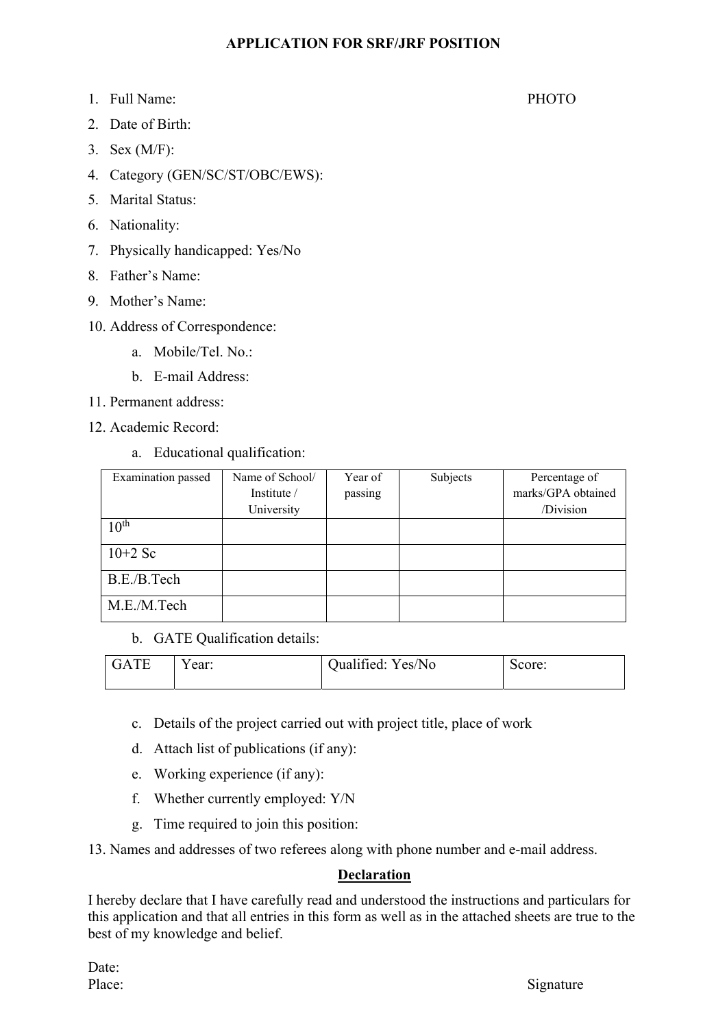# APPLICATION FOR SRF/JRF POSITION

PHOTO

1. Full Name:
2. Date of Birth:
3. Sex (M/F):
4. Category (GEN/SC/ST/OBC/EWS):
5. Marital Status:
6. Nationality:
7. Physically handicapped: Yes/No
8. Father's Name:
9. Mother's Name:
10. Address of Correspondence:
    a. Mobile/Tel. No.:
    b. E-mail Address:
11. Permanent address:
12. Academic Record:
    a. Educational qualification:

| Examination passed | Name of School/ Institute / University | Year of passing | Subjects | Percentage of marks/GPA obtained /Division |
|---|---|---|---|---|
| $10^{th}$ | | | | |
| 10+2 Sc | | | | |
| B.E./B.Tech | | | | |
| M.E./M.Tech | | | | |

    b. GATE Qualification details:

| | | | |
|---|---|---|---|
| GATE | Year: | Qualified: Yes/No | Score: |

    c. Details of the project carried out with project title, place of work
    d. Attach list of publications (if any):
    e. Working experience (if any):
    f. Whether currently employed: Y/N
    g. Time required to join this position:

13. Names and addresses of two referees along with phone number and e-mail address.

**Declaration**

I hereby declare that I have carefully read and understood the instructions and particulars for this application and that all entries in this form as well as in the attached sheets are true to the best of my knowledge and belief.

Date:

Place:

Signature